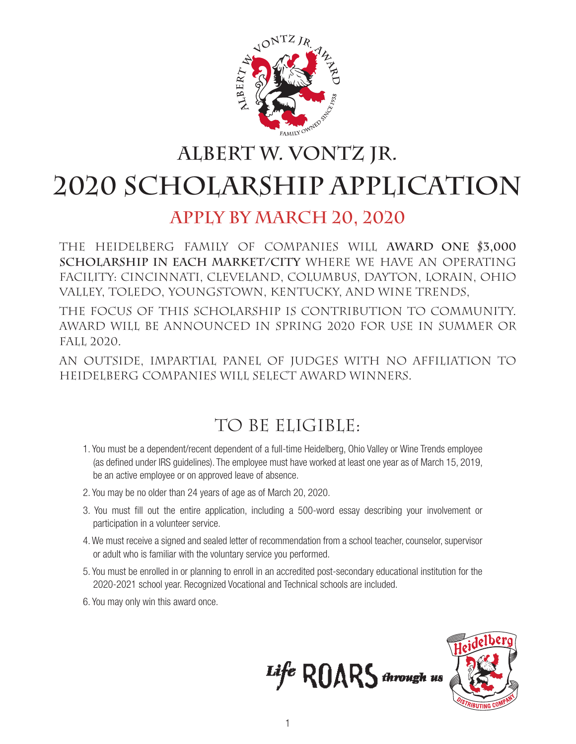# ALBERT W. VONTZ JR.

# 2020 SCHOLARSHIP APPLICATION

## APPLY BY MARCH 20, 2020

THE HEIDELBERG FAMILY OF COMPANIES WILL **AWARD ONE $3,000 SCHOLARSHIP IN EACH MARKET/CITY** WHERE WE HAVE AN OPERATING FACILITY: CINCINNATI, CLEVELAND, COLUMBUS, DAYTON, LORAIN, OHIO VALLEY, TOLEDO, YOUNGSTOWN, KENTUCKY, AND WINE TRENDS,

THE FOCUS OF THIS SCHOLARSHIP IS CONTRIBUTION TO COMMUNITY. AWARD WILL BE ANNOUNCED IN SPRING 2020 FOR USE IN SUMMER OR FALL 2020.

AN OUTSIDE, IMPARTIAL PANEL OF JUDGES WITH NO AFFILIATION TO HEIDELBERG COMPANIES WILL SELECT AWARD WINNERS.

## TO BE ELIGIBLE:

1. You must be a dependent/recent dependent of a full-time Heidelberg, Ohio Valley or Wine Trends employee (as defined under IRS guidelines). The employee must have worked at least one year as of March 15, 2019, be an active employee or on approved leave of absence.
2. You may be no older than 24 years of age as of March 20, 2020.
3. You must fill out the entire application, including a 500-word essay describing your involvement or participation in a volunteer service.
4. We must receive a signed and sealed letter of recommendation from a school teacher, counselor, supervisor or adult who is familiar with the voluntary service you performed.
5. You must be enrolled in or planning to enroll in an accredited post-secondary educational institution for the 2020-2021 school year. Recognized Vocational and Technical schools are included.
6. You may only win this award once.

Life ROARS through us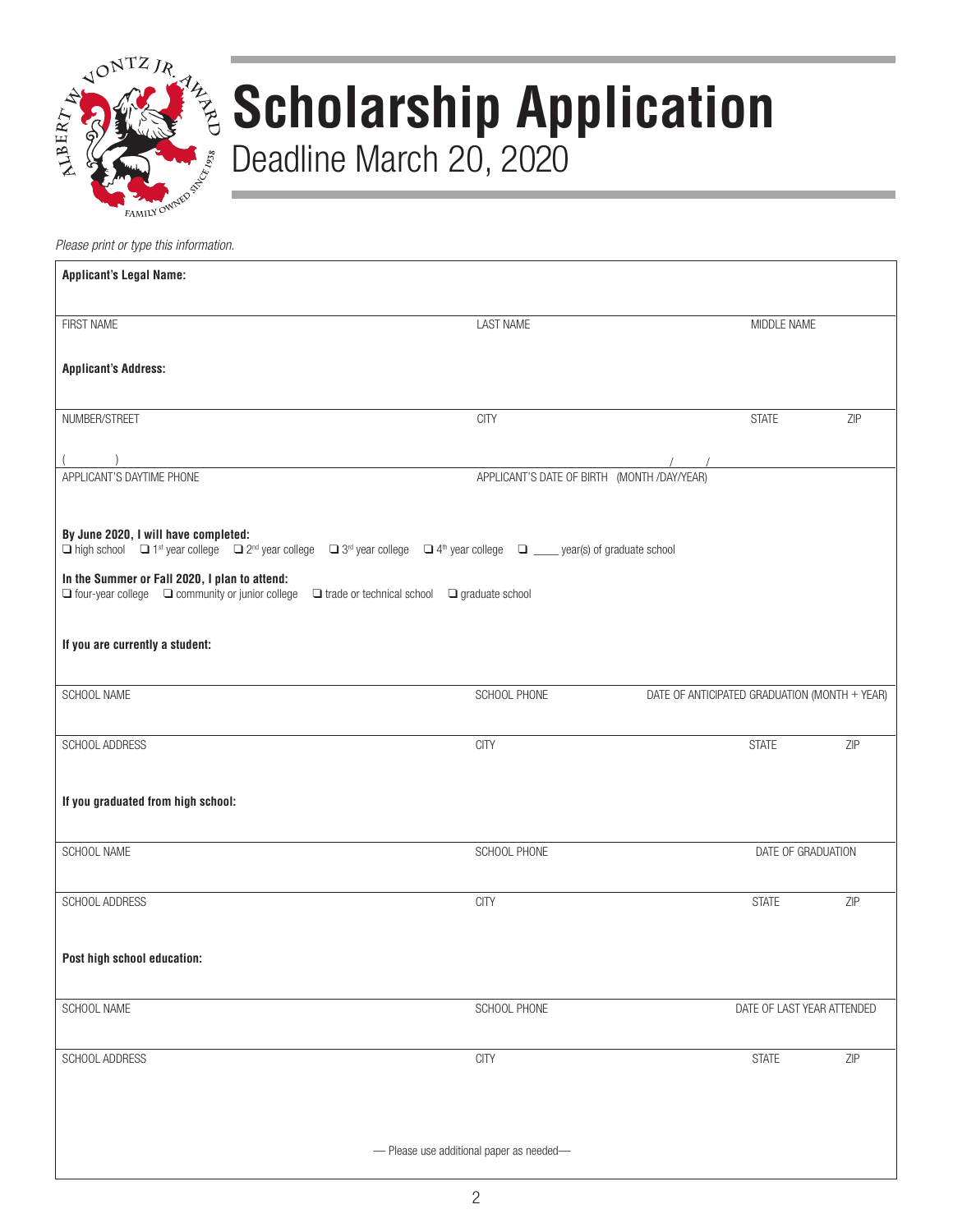# Scholarship Application

## Deadline March 20, 2020

*Please print or type this information.*

**Applicant's Legal Name:**

FIRST NAME | LAST NAME | MIDDLE NAME

**Applicant's Address:**

NUMBER/STREET | CITY | STATE | ZIP

(     )                                        /     /

APPLICANT'S DAYTIME PHONE | APPLICANT'S DATE OF BIRTH (MONTH /DAY/YEAR)

**By June 2020, I will have completed:**

❑ high school ❑ 1st year college ❑ 2nd year college ❑ 3rd year college ❑ 4th year college ❑ ____ year(s) of graduate school

**In the Summer or Fall 2020, I plan to attend:**

❑ four-year college ❑ community or junior college ❑ trade or technical school ❑ graduate school

**If you are currently a student:**

SCHOOL NAME | SCHOOL PHONE | DATE OF ANTICIPATED GRADUATION (MONTH + YEAR)

SCHOOL ADDRESS | CITY | STATE | ZIP

**If you graduated from high school:**

SCHOOL NAME | SCHOOL PHONE | DATE OF GRADUATION

SCHOOL ADDRESS | CITY | STATE | ZIP

**Post high school education:**

SCHOOL NAME | SCHOOL PHONE | DATE OF LAST YEAR ATTENDED

SCHOOL ADDRESS | CITY | STATE | ZIP

— Please use additional paper as needed—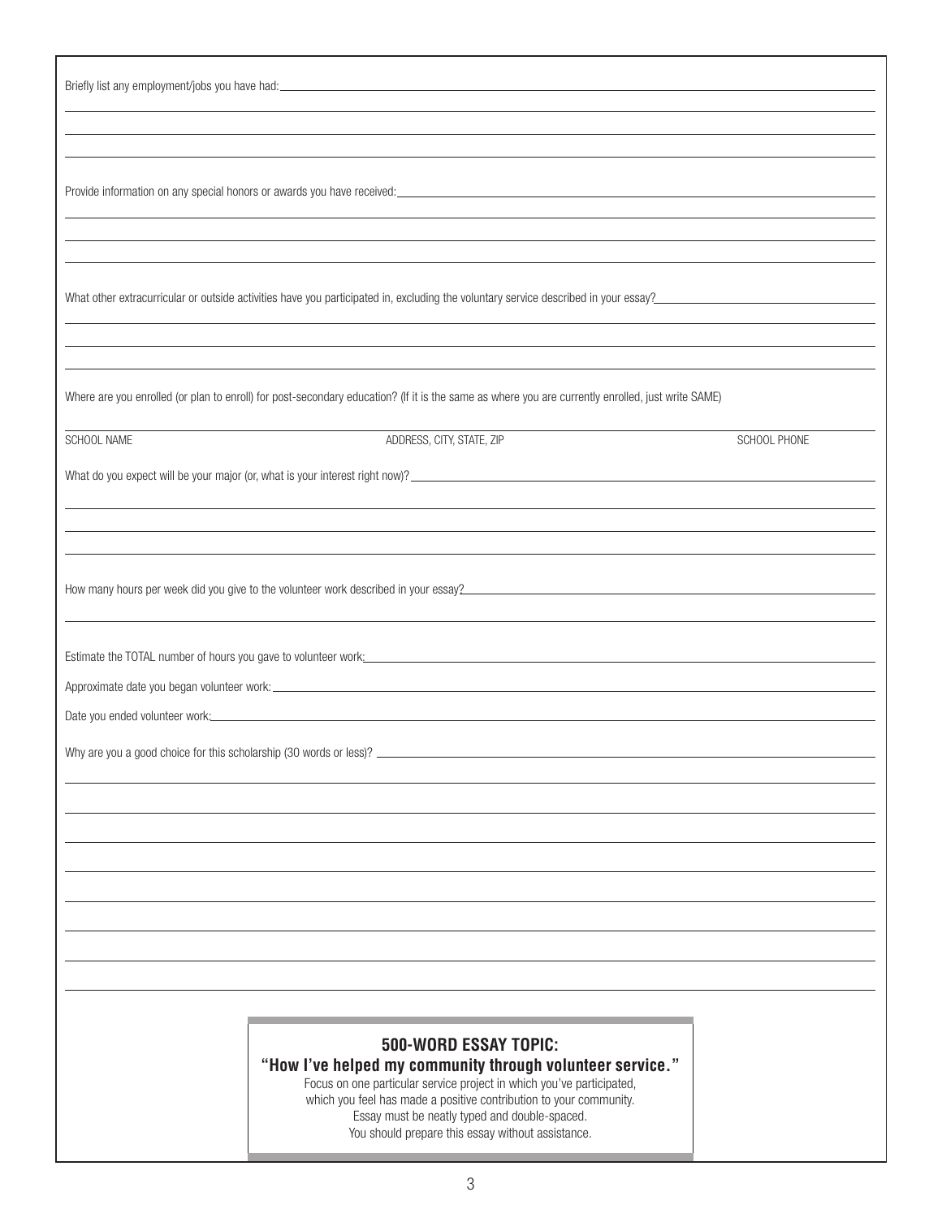Briefly list any employment/jobs you have had: \_\_\_\_\_\_\_\_\_\_\_\_\_\_\_\_\_\_\_\_\_\_\_\_\_\_\_\_\_\_\_\_\_\_\_\_\_\_\_\_

Provide information on any special honors or awards you have received: \_\_\_\_\_\_\_\_\_\_\_\_\_\_\_\_\_\_\_\_\_\_\_\_\_\_\_\_\_\_\_\_\_\_\_\_\_\_\_\_

What other extracurricular or outside activities have you participated in, excluding the voluntary service described in your essay? \_\_\_\_\_\_\_\_\_\_\_\_\_\_\_\_\_\_\_\_\_\_\_\_\_\_\_\_\_\_\_\_\_\_\_\_\_\_\_\_

Where are you enrolled (or plan to enroll) for post-secondary education? (If it is the same as where you are currently enrolled, just write SAME)

| SCHOOL NAME | ADDRESS, CITY, STATE, ZIP | SCHOOL PHONE |
|---|---|---|
| | | |

What do you expect will be your major (or, what is your interest right now)? \_\_\_\_\_\_\_\_\_\_\_\_\_\_\_\_\_\_\_\_\_\_\_\_\_\_\_\_\_\_\_\_\_\_\_\_\_\_\_\_

How many hours per week did you give to the volunteer work described in your essay? \_\_\_\_\_\_\_\_\_\_\_\_\_\_\_\_\_\_\_\_\_\_\_\_\_\_\_\_\_\_\_\_\_\_\_\_\_\_\_\_

Estimate the TOTAL number of hours you gave to volunteer work: \_\_\_\_\_\_\_\_\_\_\_\_\_\_\_\_\_\_\_\_\_\_\_\_\_\_\_\_\_\_\_\_\_\_\_\_\_\_\_\_

Approximate date you began volunteer work: \_\_\_\_\_\_\_\_\_\_\_\_\_\_\_\_\_\_\_\_\_\_\_\_\_\_\_\_\_\_\_\_\_\_\_\_\_\_\_\_

Date you ended volunteer work: \_\_\_\_\_\_\_\_\_\_\_\_\_\_\_\_\_\_\_\_\_\_\_\_\_\_\_\_\_\_\_\_\_\_\_\_\_\_\_\_

Why are you a good choice for this scholarship (30 words or less)? \_\_\_\_\_\_\_\_\_\_\_\_\_\_\_\_\_\_\_\_\_\_\_\_\_\_\_\_\_\_\_\_\_\_\_\_\_\_\_\_

## 500-WORD ESSAY TOPIC:

**"How I've helped my community through volunteer service."**

Focus on one particular service project in which you've participated, which you feel has made a positive contribution to your community.
Essay must be neatly typed and double-spaced.
You should prepare this essay without assistance.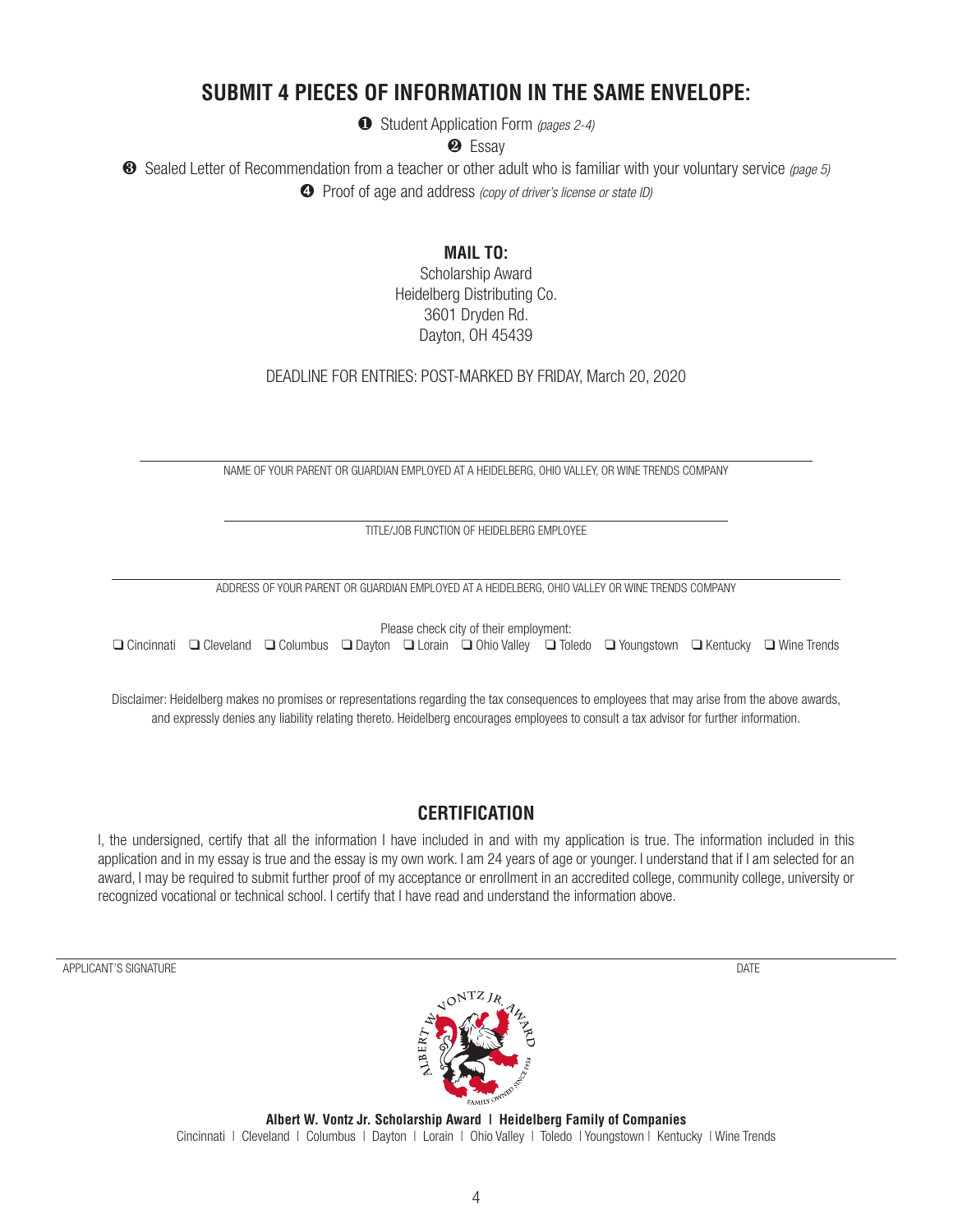## SUBMIT 4 PIECES OF INFORMATION IN THE SAME ENVELOPE:

❶ Student Application Form *(pages 2-4)*

❷ Essay

❸ Sealed Letter of Recommendation from a teacher or other adult who is familiar with your voluntary service *(page 5)*

❹ Proof of age and address *(copy of driver's license or state ID)*

**MAIL TO:**

Scholarship Award
Heidelberg Distributing Co.
3601 Dryden Rd.
Dayton, OH 45439

DEADLINE FOR ENTRIES: POST-MARKED BY FRIDAY, March 20, 2020

\_\_\_\_\_\_\_\_\_\_\_\_\_\_\_\_\_\_\_\_\_\_\_\_\_\_\_\_\_\_\_\_\_\_\_\_\_\_\_\_\_\_\_\_\_\_\_\_\_\_\_\_\_\_\_\_\_\_\_\_

NAME OF YOUR PARENT OR GUARDIAN EMPLOYED AT A HEIDELBERG, OHIO VALLEY, OR WINE TRENDS COMPANY

\_\_\_\_\_\_\_\_\_\_\_\_\_\_\_\_\_\_\_\_\_\_\_\_\_\_\_\_\_\_\_\_\_\_\_\_\_\_\_\_\_\_\_\_\_\_\_\_\_\_\_\_\_\_\_\_\_\_\_\_

TITLE/JOB FUNCTION OF HEIDELBERG EMPLOYEE

\_\_\_\_\_\_\_\_\_\_\_\_\_\_\_\_\_\_\_\_\_\_\_\_\_\_\_\_\_\_\_\_\_\_\_\_\_\_\_\_\_\_\_\_\_\_\_\_\_\_\_\_\_\_\_\_\_\_\_\_

ADDRESS OF YOUR PARENT OR GUARDIAN EMPLOYED AT A HEIDELBERG, OHIO VALLEY OR WINE TRENDS COMPANY

Please check city of their employment:

❑ Cincinnati ❑ Cleveland ❑ Columbus ❑ Dayton ❑ Lorain ❑ Ohio Valley ❑ Toledo ❑ Youngstown ❑ Kentucky ❑ Wine Trends

Disclaimer: Heidelberg makes no promises or representations regarding the tax consequences to employees that may arise from the above awards, and expressly denies any liability relating thereto. Heidelberg encourages employees to consult a tax advisor for further information.

## CERTIFICATION

I, the undersigned, certify that all the information I have included in and with my application is true. The information included in this application and in my essay is true and the essay is my own work. I am 24 years of age or younger. I understand that if I am selected for an award, I may be required to submit further proof of my acceptance or enrollment in an accredited college, community college, university or recognized vocational or technical school. I certify that I have read and understand the information above.

\_\_\_\_\_\_\_\_\_\_\_\_\_\_\_\_\_\_\_\_\_\_\_\_\_\_\_\_\_\_\_\_\_\_\_\_\_\_\_\_\_\_\_\_\_\_\_\_\_\_\_\_\_\_\_\_\_\_\_\_

APPLICANT'S SIGNATURE DATE

**Albert W. Vontz Jr. Scholarship Award | Heidelberg Family of Companies**

Cincinnati | Cleveland | Columbus | Dayton | Lorain | Ohio Valley | Toledo | Youngstown | Kentucky | Wine Trends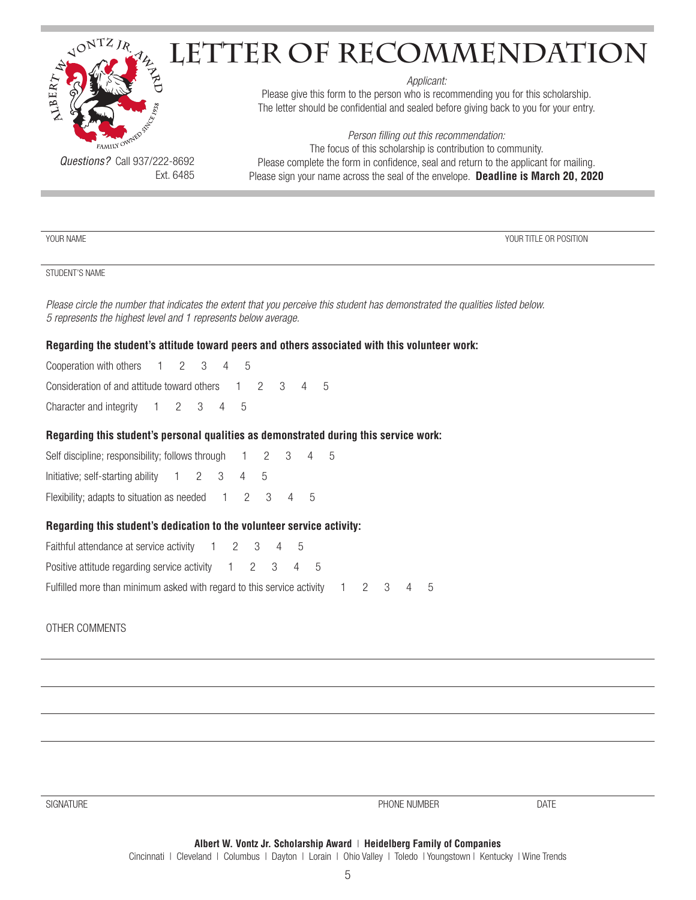# LETTER OF RECOMMENDATION

*Applicant:*
Please give this form to the person who is recommending you for this scholarship.
The letter should be confidential and sealed before giving back to you for your entry.

*Person filling out this recommendation:*
The focus of this scholarship is contribution to community.
Please complete the form in confidence, seal and return to the applicant for mailing.
Please sign your name across the seal of the envelope. **Deadline is March 20, 2020**

*Questions?* Call 937/222-8692 Ext. 6485

YOUR NAME ______________________ YOUR TITLE OR POSITION ______________________

STUDENT'S NAME ______________________

*Please circle the number that indicates the extent that you perceive this student has demonstrated the qualities listed below. 5 represents the highest level and 1 represents below average.*

**Regarding the student's attitude toward peers and others associated with this volunteer work:**

Cooperation with others 1 2 3 4 5

Consideration of and attitude toward others 1 2 3 4 5

Character and integrity 1 2 3 4 5

**Regarding this student's personal qualities as demonstrated during this service work:**

Self discipline; responsibility; follows through 1 2 3 4 5

Initiative; self-starting ability 1 2 3 4 5

Flexibility; adapts to situation as needed 1 2 3 4 5

**Regarding this student's dedication to the volunteer service activity:**

Faithful attendance at service activity 1 2 3 4 5

Positive attitude regarding service activity 1 2 3 4 5

Fulfilled more than minimum asked with regard to this service activity 1 2 3 4 5

OTHER COMMENTS

______________________

______________________

______________________

______________________

SIGNATURE ______________________ PHONE NUMBER ______________________ DATE ______________________

**Albert W. Vontz Jr. Scholarship Award | Heidelberg Family of Companies**
Cincinnati | Cleveland | Columbus | Dayton | Lorain | Ohio Valley | Toledo | Youngstown | Kentucky | Wine Trends